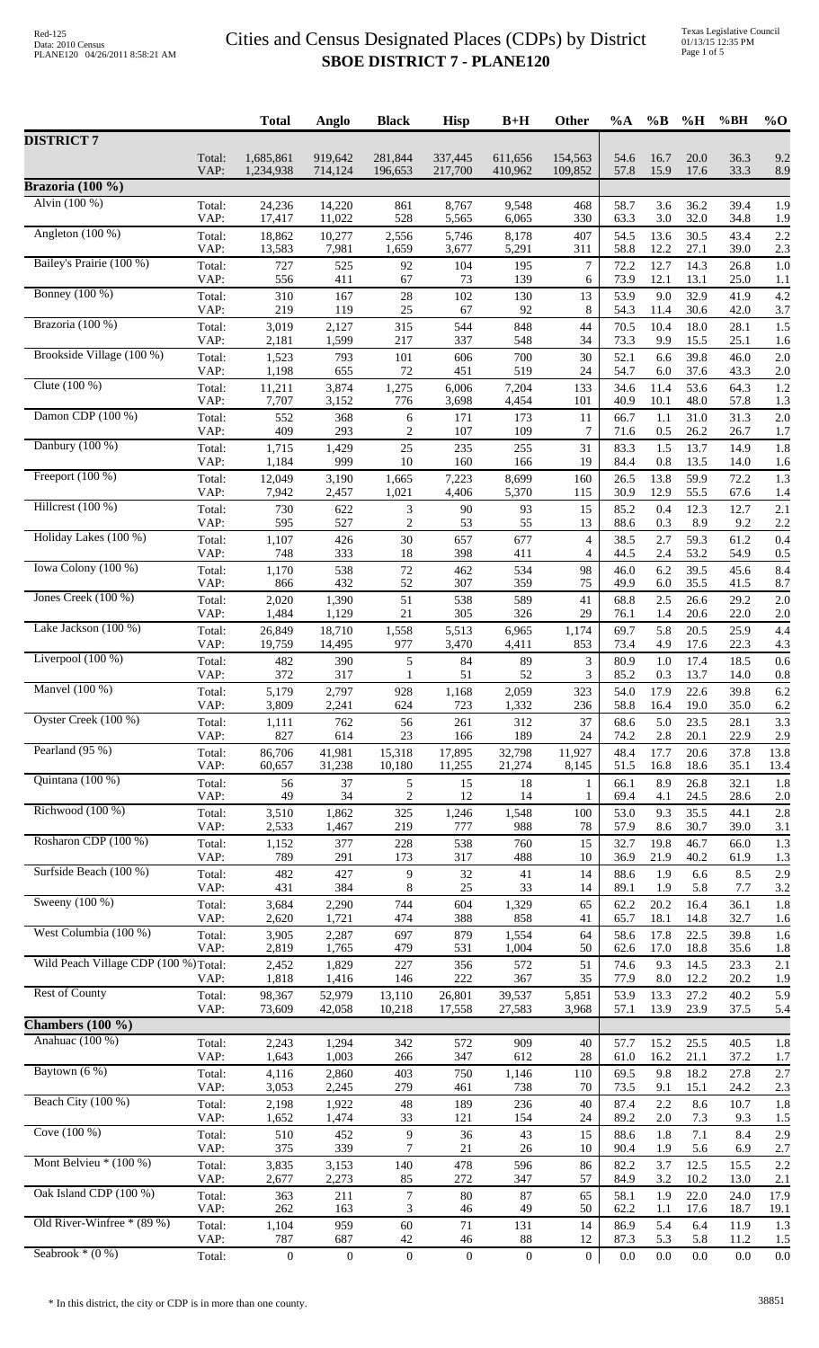# Cities and Census Designated Places (CDPs) by District

## SBOE DISTRICT 7 - PLANE120

Red-125
Data: 2010 Census
PLANE120 04/26/2011 8:58:21 AM

Texas Legislative Council
01/13/15 12:35 PM

| | | Total | Anglo | Black | Hisp | B+H | Other | %A | %B | %H | %BH | %O |
|---|---|---|---|---|---|---|---|---|---|---|---|---|
| **DISTRICT 7** | Total: | 1,685,861 | 919,642 | 281,844 | 337,445 | 611,656 | 154,563 | 54.6 | 16.7 | 20.0 | 36.3 | 9.2 |
| | VAP: | 1,234,938 | 714,124 | 196,653 | 217,700 | 410,962 | 109,852 | 57.8 | 15.9 | 17.6 | 33.3 | 8.9 |
| **Brazoria (100 %)** | | | | | | | | | | | | |
| Alvin (100 %) | Total: | 24,236 | 14,220 | 861 | 8,767 | 9,548 | 468 | 58.7 | 3.6 | 36.2 | 39.4 | 1.9 |
| | VAP: | 17,417 | 11,022 | 528 | 5,565 | 6,065 | 330 | 63.3 | 3.0 | 32.0 | 34.8 | 1.9 |
| Angleton (100 %) | Total: | 18,862 | 10,277 | 2,556 | 5,746 | 8,178 | 407 | 54.5 | 13.6 | 30.5 | 43.4 | 2.2 |
| | VAP: | 13,583 | 7,981 | 1,659 | 3,677 | 5,291 | 311 | 58.8 | 12.2 | 27.1 | 39.0 | 2.3 |
| Bailey's Prairie (100 %) | Total: | 727 | 525 | 92 | 104 | 195 | 7 | 72.2 | 12.7 | 14.3 | 26.8 | 1.0 |
| | VAP: | 556 | 411 | 67 | 73 | 139 | 6 | 73.9 | 12.1 | 13.1 | 25.0 | 1.1 |
| Bonney (100 %) | Total: | 310 | 167 | 28 | 102 | 130 | 13 | 53.9 | 9.0 | 32.9 | 41.9 | 4.2 |
| | VAP: | 219 | 119 | 25 | 67 | 92 | 8 | 54.3 | 11.4 | 30.6 | 42.0 | 3.7 |
| Brazoria (100 %) | Total: | 3,019 | 2,127 | 315 | 544 | 848 | 44 | 70.5 | 10.4 | 18.0 | 28.1 | 1.5 |
| | VAP: | 2,181 | 1,599 | 217 | 337 | 548 | 34 | 73.3 | 9.9 | 15.5 | 25.1 | 1.6 |
| Brookside Village (100 %) | Total: | 1,523 | 793 | 101 | 606 | 700 | 30 | 52.1 | 6.6 | 39.8 | 46.0 | 2.0 |
| | VAP: | 1,198 | 655 | 72 | 451 | 519 | 24 | 54.7 | 6.0 | 37.6 | 43.3 | 2.0 |
| Clute (100 %) | Total: | 11,211 | 3,874 | 1,275 | 6,006 | 7,204 | 133 | 34.6 | 11.4 | 53.6 | 64.3 | 1.2 |
| | VAP: | 7,707 | 3,152 | 776 | 3,698 | 4,454 | 101 | 40.9 | 10.1 | 48.0 | 57.8 | 1.3 |
| Damon CDP (100 %) | Total: | 552 | 368 | 6 | 171 | 173 | 11 | 66.7 | 1.1 | 31.0 | 31.3 | 2.0 |
| | VAP: | 409 | 293 | 2 | 107 | 109 | 7 | 71.6 | 0.5 | 26.2 | 26.7 | 1.7 |
| Danbury (100 %) | Total: | 1,715 | 1,429 | 25 | 235 | 255 | 31 | 83.3 | 1.5 | 13.7 | 14.9 | 1.8 |
| | VAP: | 1,184 | 999 | 10 | 160 | 166 | 19 | 84.4 | 0.8 | 13.5 | 14.0 | 1.6 |
| Freeport (100 %) | Total: | 12,049 | 3,190 | 1,665 | 7,223 | 8,699 | 160 | 26.5 | 13.8 | 59.9 | 72.2 | 1.3 |
| | VAP: | 7,942 | 2,457 | 1,021 | 4,406 | 5,370 | 115 | 30.9 | 12.9 | 55.5 | 67.6 | 1.4 |
| Hillcrest (100 %) | Total: | 730 | 622 | 3 | 90 | 93 | 15 | 85.2 | 0.4 | 12.3 | 12.7 | 2.1 |
| | VAP: | 595 | 527 | 2 | 53 | 55 | 13 | 88.6 | 0.3 | 8.9 | 9.2 | 2.2 |
| Holiday Lakes (100 %) | Total: | 1,107 | 426 | 30 | 657 | 677 | 4 | 38.5 | 2.7 | 59.3 | 61.2 | 0.4 |
| | VAP: | 748 | 333 | 18 | 398 | 411 | 4 | 44.5 | 2.4 | 53.2 | 54.9 | 0.5 |
| Iowa Colony (100 %) | Total: | 1,170 | 538 | 72 | 462 | 534 | 98 | 46.0 | 6.2 | 39.5 | 45.6 | 8.4 |
| | VAP: | 866 | 432 | 52 | 307 | 359 | 75 | 49.9 | 6.0 | 35.5 | 41.5 | 8.7 |
| Jones Creek (100 %) | Total: | 2,020 | 1,390 | 51 | 538 | 589 | 41 | 68.8 | 2.5 | 26.6 | 29.2 | 2.0 |
| | VAP: | 1,484 | 1,129 | 21 | 305 | 326 | 29 | 76.1 | 1.4 | 20.6 | 22.0 | 2.0 |
| Lake Jackson (100 %) | Total: | 26,849 | 18,710 | 1,558 | 5,513 | 6,965 | 1,174 | 69.7 | 5.8 | 20.5 | 25.9 | 4.4 |
| | VAP: | 19,759 | 14,495 | 977 | 3,470 | 4,411 | 853 | 73.4 | 4.9 | 17.6 | 22.3 | 4.3 |
| Liverpool (100 %) | Total: | 482 | 390 | 5 | 84 | 89 | 3 | 80.9 | 1.0 | 17.4 | 18.5 | 0.6 |
| | VAP: | 372 | 317 | 1 | 51 | 52 | 3 | 85.2 | 0.3 | 13.7 | 14.0 | 0.8 |
| Manvel (100 %) | Total: | 5,179 | 2,797 | 928 | 1,168 | 2,059 | 323 | 54.0 | 17.9 | 22.6 | 39.8 | 6.2 |
| | VAP: | 3,809 | 2,241 | 624 | 723 | 1,332 | 236 | 58.8 | 16.4 | 19.0 | 35.0 | 6.2 |
| Oyster Creek (100 %) | Total: | 1,111 | 762 | 56 | 261 | 312 | 37 | 68.6 | 5.0 | 23.5 | 28.1 | 3.3 |
| | VAP: | 827 | 614 | 23 | 166 | 189 | 24 | 74.2 | 2.8 | 20.1 | 22.9 | 2.9 |
| Pearland (95 %) | Total: | 86,706 | 41,981 | 15,318 | 17,895 | 32,798 | 11,927 | 48.4 | 17.7 | 20.6 | 37.8 | 13.8 |
| | VAP: | 60,657 | 31,238 | 10,180 | 11,255 | 21,274 | 8,145 | 51.5 | 16.8 | 18.6 | 35.1 | 13.4 |
| Quintana (100 %) | Total: | 56 | 37 | 5 | 15 | 18 | 1 | 66.1 | 8.9 | 26.8 | 32.1 | 1.8 |
| | VAP: | 49 | 34 | 2 | 12 | 14 | 1 | 69.4 | 4.1 | 24.5 | 28.6 | 2.0 |
| Richwood (100 %) | Total: | 3,510 | 1,862 | 325 | 1,246 | 1,548 | 100 | 53.0 | 9.3 | 35.5 | 44.1 | 2.8 |
| | VAP: | 2,533 | 1,467 | 219 | 777 | 988 | 78 | 57.9 | 8.6 | 30.7 | 39.0 | 3.1 |
| Rosharon CDP (100 %) | Total: | 1,152 | 377 | 228 | 538 | 760 | 15 | 32.7 | 19.8 | 46.7 | 66.0 | 1.3 |
| | VAP: | 789 | 291 | 173 | 317 | 488 | 10 | 36.9 | 21.9 | 40.2 | 61.9 | 1.3 |
| Surfside Beach (100 %) | Total: | 482 | 427 | 9 | 32 | 41 | 14 | 88.6 | 1.9 | 6.6 | 8.5 | 2.9 |
| | VAP: | 431 | 384 | 8 | 25 | 33 | 14 | 89.1 | 1.9 | 5.8 | 7.7 | 3.2 |
| Sweeny (100 %) | Total: | 3,684 | 2,290 | 744 | 604 | 1,329 | 65 | 62.2 | 20.2 | 16.4 | 36.1 | 1.8 |
| | VAP: | 2,620 | 1,721 | 474 | 388 | 858 | 41 | 65.7 | 18.1 | 14.8 | 32.7 | 1.6 |
| West Columbia (100 %) | Total: | 3,905 | 2,287 | 697 | 879 | 1,554 | 64 | 58.6 | 17.8 | 22.5 | 39.8 | 1.6 |
| | VAP: | 2,819 | 1,765 | 479 | 531 | 1,004 | 50 | 62.6 | 17.0 | 18.8 | 35.6 | 1.8 |
| Wild Peach Village CDP (100 %) | Total: | 2,452 | 1,829 | 227 | 356 | 572 | 51 | 74.6 | 9.3 | 14.5 | 23.3 | 2.1 |
| | VAP: | 1,818 | 1,416 | 146 | 222 | 367 | 35 | 77.9 | 8.0 | 12.2 | 20.2 | 1.9 |
| Rest of County | Total: | 98,367 | 52,979 | 13,110 | 26,801 | 39,537 | 5,851 | 53.9 | 13.3 | 27.2 | 40.2 | 5.9 |
| | VAP: | 73,609 | 42,058 | 10,218 | 17,558 | 27,583 | 3,968 | 57.1 | 13.9 | 23.9 | 37.5 | 5.4 |
| **Chambers (100 %)** | | | | | | | | | | | | |
| Anahuac (100 %) | Total: | 2,243 | 1,294 | 342 | 572 | 909 | 40 | 57.7 | 15.2 | 25.5 | 40.5 | 1.8 |
| | VAP: | 1,643 | 1,003 | 266 | 347 | 612 | 28 | 61.0 | 16.2 | 21.1 | 37.2 | 1.7 |
| Baytown (6 %) | Total: | 4,116 | 2,860 | 403 | 750 | 1,146 | 110 | 69.5 | 9.8 | 18.2 | 27.8 | 2.7 |
| | VAP: | 3,053 | 2,245 | 279 | 461 | 738 | 70 | 73.5 | 9.1 | 15.1 | 24.2 | 2.3 |
| Beach City (100 %) | Total: | 2,198 | 1,922 | 48 | 189 | 236 | 40 | 87.4 | 2.2 | 8.6 | 10.7 | 1.8 |
| | VAP: | 1,652 | 1,474 | 33 | 121 | 154 | 24 | 89.2 | 2.0 | 7.3 | 9.3 | 1.5 |
| Cove (100 %) | Total: | 510 | 452 | 9 | 36 | 43 | 15 | 88.6 | 1.8 | 7.1 | 8.4 | 2.9 |
| | VAP: | 375 | 339 | 7 | 21 | 26 | 10 | 90.4 | 1.9 | 5.6 | 6.9 | 2.7 |
| Mont Belvieu * (100 %) | Total: | 3,835 | 3,153 | 140 | 478 | 596 | 86 | 82.2 | 3.7 | 12.5 | 15.5 | 2.2 |
| | VAP: | 2,677 | 2,273 | 85 | 272 | 347 | 57 | 84.9 | 3.2 | 10.2 | 13.0 | 2.1 |
| Oak Island CDP (100 %) | Total: | 363 | 211 | 7 | 80 | 87 | 65 | 58.1 | 1.9 | 22.0 | 24.0 | 17.9 |
| | VAP: | 262 | 163 | 3 | 46 | 49 | 50 | 62.2 | 1.1 | 17.6 | 18.7 | 19.1 |
| Old River-Winfree * (89 %) | Total: | 1,104 | 959 | 60 | 71 | 131 | 14 | 86.9 | 5.4 | 6.4 | 11.9 | 1.3 |
| | VAP: | 787 | 687 | 42 | 46 | 88 | 12 | 87.3 | 5.3 | 5.8 | 11.2 | 1.5 |
| Seabrook * (0 %) | Total: | 0 | 0 | 0 | 0 | 0 | 0 | 0.0 | 0.0 | 0.0 | 0.0 | 0.0 |

\* In this district, the city or CDP is in more than one county.

38851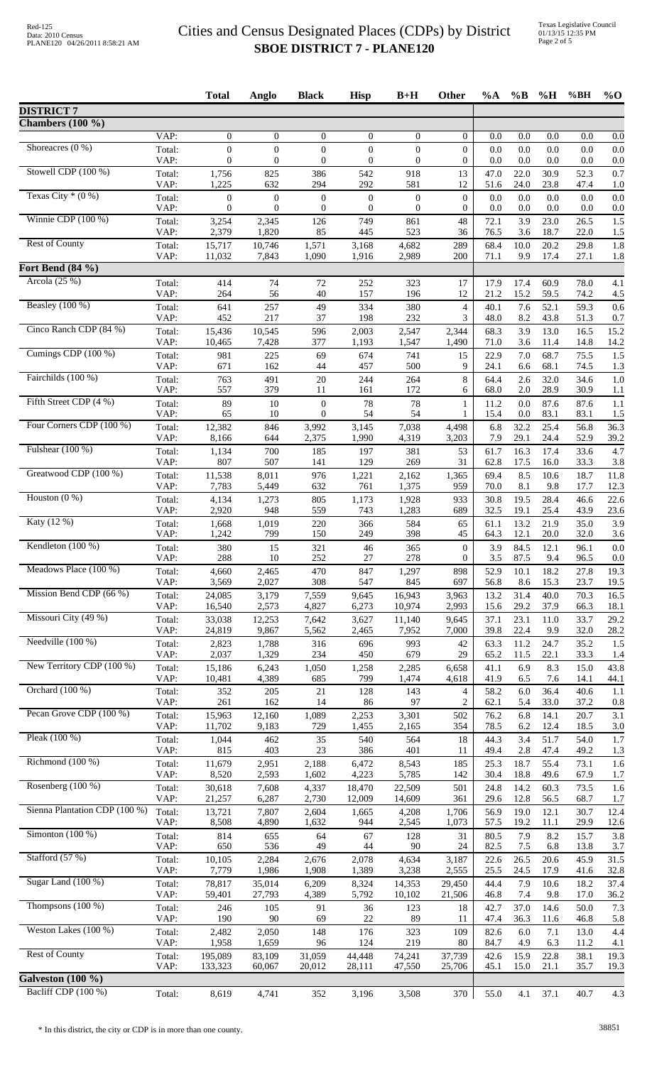# Cities and Census Designated Places (CDPs) by District

## SBOE DISTRICT 7 - PLANE120

| | | Total | Anglo | Black | Hisp | B+H | Other | %A | %B | %H | %BH | %O |
|---|---|---|---|---|---|---|---|---|---|---|---|---|
| **DISTRICT 7** | | | | | | | | | | | | |
| **Chambers (100 %)** | | | | | | | | | | | | |
| | VAP: | 0 | 0 | 0 | 0 | 0 | 0 | 0.0 | 0.0 | 0.0 | 0.0 | 0.0 |
| Shoreacres (0 %) | Total: | 0 | 0 | 0 | 0 | 0 | 0 | 0.0 | 0.0 | 0.0 | 0.0 | 0.0 |
| | VAP: | 0 | 0 | 0 | 0 | 0 | 0 | 0.0 | 0.0 | 0.0 | 0.0 | 0.0 |
| Stowell CDP (100 %) | Total: | 1,756 | 825 | 386 | 542 | 918 | 13 | 47.0 | 22.0 | 30.9 | 52.3 | 0.7 |
| | VAP: | 1,225 | 632 | 294 | 292 | 581 | 12 | 51.6 | 24.0 | 23.8 | 47.4 | 1.0 |
| Texas City * (0 %) | Total: | 0 | 0 | 0 | 0 | 0 | 0 | 0.0 | 0.0 | 0.0 | 0.0 | 0.0 |
| | VAP: | 0 | 0 | 0 | 0 | 0 | 0 | 0.0 | 0.0 | 0.0 | 0.0 | 0.0 |
| Winnie CDP (100 %) | Total: | 3,254 | 2,345 | 126 | 749 | 861 | 48 | 72.1 | 3.9 | 23.0 | 26.5 | 1.5 |
| | VAP: | 2,379 | 1,820 | 85 | 445 | 523 | 36 | 76.5 | 3.6 | 18.7 | 22.0 | 1.5 |
| Rest of County | Total: | 15,717 | 10,746 | 1,571 | 3,168 | 4,682 | 289 | 68.4 | 10.0 | 20.2 | 29.8 | 1.8 |
| | VAP: | 11,032 | 7,843 | 1,090 | 1,916 | 2,989 | 200 | 71.1 | 9.9 | 17.4 | 27.1 | 1.8 |
| **Fort Bend (84 %)** | | | | | | | | | | | | |
| Arcola (25 %) | Total: | 414 | 74 | 72 | 252 | 323 | 17 | 17.9 | 17.4 | 60.9 | 78.0 | 4.1 |
| | VAP: | 264 | 56 | 40 | 157 | 196 | 12 | 21.2 | 15.2 | 59.5 | 74.2 | 4.5 |
| Beasley (100 %) | Total: | 641 | 257 | 49 | 334 | 380 | 4 | 40.1 | 7.6 | 52.1 | 59.3 | 0.6 |
| | VAP: | 452 | 217 | 37 | 198 | 232 | 3 | 48.0 | 8.2 | 43.8 | 51.3 | 0.7 |
| Cinco Ranch CDP (84 %) | Total: | 15,436 | 10,545 | 596 | 2,003 | 2,547 | 2,344 | 68.3 | 3.9 | 13.0 | 16.5 | 15.2 |
| | VAP: | 10,465 | 7,428 | 377 | 1,193 | 1,547 | 1,490 | 71.0 | 3.6 | 11.4 | 14.8 | 14.2 |
| Cumings CDP (100 %) | Total: | 981 | 225 | 69 | 674 | 741 | 15 | 22.9 | 7.0 | 68.7 | 75.5 | 1.5 |
| | VAP: | 671 | 162 | 44 | 457 | 500 | 9 | 24.1 | 6.6 | 68.1 | 74.5 | 1.3 |
| Fairchilds (100 %) | Total: | 763 | 491 | 20 | 244 | 264 | 8 | 64.4 | 2.6 | 32.0 | 34.6 | 1.0 |
| | VAP: | 557 | 379 | 11 | 161 | 172 | 6 | 68.0 | 2.0 | 28.9 | 30.9 | 1.1 |
| Fifth Street CDP (4 %) | Total: | 89 | 10 | 0 | 78 | 78 | 1 | 11.2 | 0.0 | 87.6 | 87.6 | 1.1 |
| | VAP: | 65 | 10 | 0 | 54 | 54 | 1 | 15.4 | 0.0 | 83.1 | 83.1 | 1.5 |
| Four Corners CDP (100 %) | Total: | 12,382 | 846 | 3,992 | 3,145 | 7,038 | 4,498 | 6.8 | 32.2 | 25.4 | 56.8 | 36.3 |
| | VAP: | 8,166 | 644 | 2,375 | 1,990 | 4,319 | 3,203 | 7.9 | 29.1 | 24.4 | 52.9 | 39.2 |
| Fulshear (100 %) | Total: | 1,134 | 700 | 185 | 197 | 381 | 53 | 61.7 | 16.3 | 17.4 | 33.6 | 4.7 |
| | VAP: | 807 | 507 | 141 | 129 | 269 | 31 | 62.8 | 17.5 | 16.0 | 33.3 | 3.8 |
| Greatwood CDP (100 %) | Total: | 11,538 | 8,011 | 976 | 1,221 | 2,162 | 1,365 | 69.4 | 8.5 | 10.6 | 18.7 | 11.8 |
| | VAP: | 7,783 | 5,449 | 632 | 761 | 1,375 | 959 | 70.0 | 8.1 | 9.8 | 17.7 | 12.3 |
| Houston (0 %) | Total: | 4,134 | 1,273 | 805 | 1,173 | 1,928 | 933 | 30.8 | 19.5 | 28.4 | 46.6 | 22.6 |
| | VAP: | 2,920 | 948 | 559 | 743 | 1,283 | 689 | 32.5 | 19.1 | 25.4 | 43.9 | 23.6 |
| Katy (12 %) | Total: | 1,668 | 1,019 | 220 | 366 | 584 | 65 | 61.1 | 13.2 | 21.9 | 35.0 | 3.9 |
| | VAP: | 1,242 | 799 | 150 | 249 | 398 | 45 | 64.3 | 12.1 | 20.0 | 32.0 | 3.6 |
| Kendleton (100 %) | Total: | 380 | 15 | 321 | 46 | 365 | 0 | 3.9 | 84.5 | 12.1 | 96.1 | 0.0 |
| | VAP: | 288 | 10 | 252 | 27 | 278 | 0 | 3.5 | 87.5 | 9.4 | 96.5 | 0.0 |
| Meadows Place (100 %) | Total: | 4,660 | 2,465 | 470 | 847 | 1,297 | 898 | 52.9 | 10.1 | 18.2 | 27.8 | 19.3 |
| | VAP: | 3,569 | 2,027 | 308 | 547 | 845 | 697 | 56.8 | 8.6 | 15.3 | 23.7 | 19.5 |
| Mission Bend CDP (66 %) | Total: | 24,085 | 3,179 | 7,559 | 9,645 | 16,943 | 3,963 | 13.2 | 31.4 | 40.0 | 70.3 | 16.5 |
| | VAP: | 16,540 | 2,573 | 4,827 | 6,273 | 10,974 | 2,993 | 15.6 | 29.2 | 37.9 | 66.3 | 18.1 |
| Missouri City (49 %) | Total: | 33,038 | 12,253 | 7,642 | 3,627 | 11,140 | 9,645 | 37.1 | 23.1 | 11.0 | 33.7 | 29.2 |
| | VAP: | 24,819 | 9,867 | 5,562 | 2,465 | 7,952 | 7,000 | 39.8 | 22.4 | 9.9 | 32.0 | 28.2 |
| Needville (100 %) | Total: | 2,823 | 1,788 | 316 | 696 | 993 | 42 | 63.3 | 11.2 | 24.7 | 35.2 | 1.5 |
| | VAP: | 2,037 | 1,329 | 234 | 450 | 679 | 29 | 65.2 | 11.5 | 22.1 | 33.3 | 1.4 |
| New Territory CDP (100 %) | Total: | 15,186 | 6,243 | 1,050 | 1,258 | 2,285 | 6,658 | 41.1 | 6.9 | 8.3 | 15.0 | 43.8 |
| | VAP: | 10,481 | 4,389 | 685 | 799 | 1,474 | 4,618 | 41.9 | 6.5 | 7.6 | 14.1 | 44.1 |
| Orchard (100 %) | Total: | 352 | 205 | 21 | 128 | 143 | 4 | 58.2 | 6.0 | 36.4 | 40.6 | 1.1 |
| | VAP: | 261 | 162 | 14 | 86 | 97 | 2 | 62.1 | 5.4 | 33.0 | 37.2 | 0.8 |
| Pecan Grove CDP (100 %) | Total: | 15,963 | 12,160 | 1,089 | 2,253 | 3,301 | 502 | 76.2 | 6.8 | 14.1 | 20.7 | 3.1 |
| | VAP: | 11,702 | 9,183 | 729 | 1,455 | 2,165 | 354 | 78.5 | 6.2 | 12.4 | 18.5 | 3.0 |
| Pleak (100 %) | Total: | 1,044 | 462 | 35 | 540 | 564 | 18 | 44.3 | 3.4 | 51.7 | 54.0 | 1.7 |
| | VAP: | 815 | 403 | 23 | 386 | 401 | 11 | 49.4 | 2.8 | 47.4 | 49.2 | 1.3 |
| Richmond (100 %) | Total: | 11,679 | 2,951 | 2,188 | 6,472 | 8,543 | 185 | 25.3 | 18.7 | 55.4 | 73.1 | 1.6 |
| | VAP: | 8,520 | 2,593 | 1,602 | 4,223 | 5,785 | 142 | 30.4 | 18.8 | 49.6 | 67.9 | 1.7 |
| Rosenberg (100 %) | Total: | 30,618 | 7,608 | 4,337 | 18,470 | 22,509 | 501 | 24.8 | 14.2 | 60.3 | 73.5 | 1.6 |
| | VAP: | 21,257 | 6,287 | 2,730 | 12,009 | 14,609 | 361 | 29.6 | 12.8 | 56.5 | 68.7 | 1.7 |
| Sienna Plantation CDP (100 %) | Total: | 13,721 | 7,807 | 2,604 | 1,665 | 4,208 | 1,706 | 56.9 | 19.0 | 12.1 | 30.7 | 12.4 |
| | VAP: | 8,508 | 4,890 | 1,632 | 944 | 2,545 | 1,073 | 57.5 | 19.2 | 11.1 | 29.9 | 12.6 |
| Simonton (100 %) | Total: | 814 | 655 | 64 | 67 | 128 | 31 | 80.5 | 7.9 | 8.2 | 15.7 | 3.8 |
| | VAP: | 650 | 536 | 49 | 44 | 90 | 24 | 82.5 | 7.5 | 6.8 | 13.8 | 3.7 |
| Stafford (57 %) | Total: | 10,105 | 2,284 | 2,676 | 2,078 | 4,634 | 3,187 | 22.6 | 26.5 | 20.6 | 45.9 | 31.5 |
| | VAP: | 7,779 | 1,986 | 1,908 | 1,389 | 3,238 | 2,555 | 25.5 | 24.5 | 17.9 | 41.6 | 32.8 |
| Sugar Land (100 %) | Total: | 78,817 | 35,014 | 6,209 | 8,324 | 14,353 | 29,450 | 44.4 | 7.9 | 10.6 | 18.2 | 37.4 |
| | VAP: | 59,401 | 27,793 | 4,389 | 5,792 | 10,102 | 21,506 | 46.8 | 7.4 | 9.8 | 17.0 | 36.2 |
| Thompsons (100 %) | Total: | 246 | 105 | 91 | 36 | 123 | 18 | 42.7 | 37.0 | 14.6 | 50.0 | 7.3 |
| | VAP: | 190 | 90 | 69 | 22 | 89 | 11 | 47.4 | 36.3 | 11.6 | 46.8 | 5.8 |
| Weston Lakes (100 %) | Total: | 2,482 | 2,050 | 148 | 176 | 323 | 109 | 82.6 | 6.0 | 7.1 | 13.0 | 4.4 |
| | VAP: | 1,958 | 1,659 | 96 | 124 | 219 | 80 | 84.7 | 4.9 | 6.3 | 11.2 | 4.1 |
| Rest of County | Total: | 195,089 | 83,109 | 31,059 | 44,448 | 74,241 | 37,739 | 42.6 | 15.9 | 22.8 | 38.1 | 19.3 |
| | VAP: | 133,323 | 60,067 | 20,012 | 28,111 | 47,550 | 25,706 | 45.1 | 15.0 | 21.1 | 35.7 | 19.3 |
| **Galveston (100 %)** | | | | | | | | | | | | |
| Bacliff CDP (100 %) | Total: | 8,619 | 4,741 | 352 | 3,196 | 3,508 | 370 | 55.0 | 4.1 | 37.1 | 40.7 | 4.3 |

* In this district, the city or CDP is in more than one county.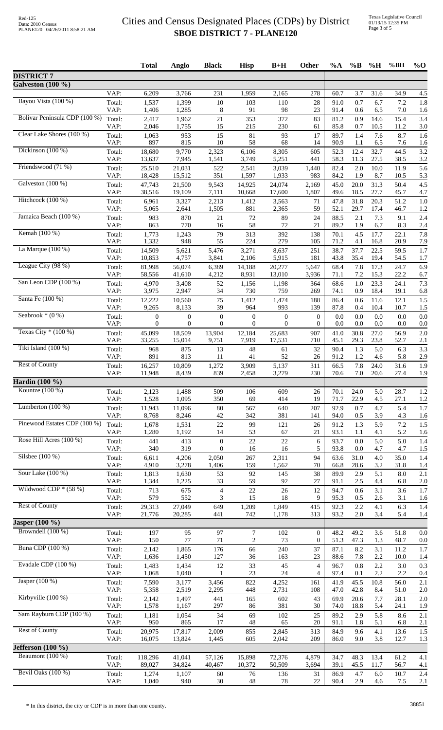# Cities and Census Designated Places (CDPs) by District
## SBOE DISTRICT 7 - PLANE120

| | | Total | Anglo | Black | Hisp | B+H | Other | %A | %B | %H | %BH | %O |
|---|---|---|---|---|---|---|---|---|---|---|---|---|
| **DISTRICT 7** | | | | | | | | | | | | |
| **Galveston (100 %)** | | | | | | | | | | | | |
| | VAP: | 6,209 | 3,766 | 231 | 1,959 | 2,165 | 278 | 60.7 | 3.7 | 31.6 | 34.9 | 4.5 |
| Bayou Vista (100 %) | Total: | 1,537 | 1,399 | 10 | 103 | 110 | 28 | 91.0 | 0.7 | 6.7 | 7.2 | 1.8 |
| | VAP: | 1,406 | 1,285 | 8 | 91 | 98 | 23 | 91.4 | 0.6 | 6.5 | 7.0 | 1.6 |
| Bolivar Peninsula CDP (100 %) | Total: | 2,417 | 1,962 | 21 | 353 | 372 | 83 | 81.2 | 0.9 | 14.6 | 15.4 | 3.4 |
| | VAP: | 2,046 | 1,755 | 15 | 215 | 230 | 61 | 85.8 | 0.7 | 10.5 | 11.2 | 3.0 |
| Clear Lake Shores (100 %) | Total: | 1,063 | 953 | 15 | 81 | 93 | 17 | 89.7 | 1.4 | 7.6 | 8.7 | 1.6 |
| | VAP: | 897 | 815 | 10 | 58 | 68 | 14 | 90.9 | 1.1 | 6.5 | 7.6 | 1.6 |
| Dickinson (100 %) | Total: | 18,680 | 9,770 | 2,323 | 6,106 | 8,305 | 605 | 52.3 | 12.4 | 32.7 | 44.5 | 3.2 |
| | VAP: | 13,637 | 7,945 | 1,541 | 3,749 | 5,251 | 441 | 58.3 | 11.3 | 27.5 | 38.5 | 3.2 |
| Friendswood (71 %) | Total: | 25,510 | 21,031 | 522 | 2,541 | 3,039 | 1,440 | 82.4 | 2.0 | 10.0 | 11.9 | 5.6 |
| | VAP: | 18,428 | 15,512 | 351 | 1,597 | 1,933 | 983 | 84.2 | 1.9 | 8.7 | 10.5 | 5.3 |
| Galveston (100 %) | Total: | 47,743 | 21,500 | 9,543 | 14,925 | 24,074 | 2,169 | 45.0 | 20.0 | 31.3 | 50.4 | 4.5 |
| | VAP: | 38,516 | 19,109 | 7,111 | 10,668 | 17,600 | 1,807 | 49.6 | 18.5 | 27.7 | 45.7 | 4.7 |
| Hitchcock (100 %) | Total: | 6,961 | 3,327 | 2,213 | 1,412 | 3,563 | 71 | 47.8 | 31.8 | 20.3 | 51.2 | 1.0 |
| | VAP: | 5,065 | 2,641 | 1,505 | 881 | 2,365 | 59 | 52.1 | 29.7 | 17.4 | 46.7 | 1.2 |
| Jamaica Beach (100 %) | Total: | 983 | 870 | 21 | 72 | 89 | 24 | 88.5 | 2.1 | 7.3 | 9.1 | 2.4 |
| | VAP: | 863 | 770 | 16 | 58 | 72 | 21 | 89.2 | 1.9 | 6.7 | 8.3 | 2.4 |
| Kemah (100 %) | Total: | 1,773 | 1,243 | 79 | 313 | 392 | 138 | 70.1 | 4.5 | 17.7 | 22.1 | 7.8 |
| | VAP: | 1,332 | 948 | 55 | 224 | 279 | 105 | 71.2 | 4.1 | 16.8 | 20.9 | 7.9 |
| La Marque (100 %) | Total: | 14,509 | 5,621 | 5,476 | 3,271 | 8,637 | 251 | 38.7 | 37.7 | 22.5 | 59.5 | 1.7 |
| | VAP: | 10,853 | 4,757 | 3,841 | 2,106 | 5,915 | 181 | 43.8 | 35.4 | 19.4 | 54.5 | 1.7 |
| League City (98 %) | Total: | 81,998 | 56,074 | 6,389 | 14,188 | 20,277 | 5,647 | 68.4 | 7.8 | 17.3 | 24.7 | 6.9 |
| | VAP: | 58,556 | 41,610 | 4,212 | 8,931 | 13,010 | 3,936 | 71.1 | 7.2 | 15.3 | 22.2 | 6.7 |
| San Leon CDP (100 %) | Total: | 4,970 | 3,408 | 52 | 1,156 | 1,198 | 364 | 68.6 | 1.0 | 23.3 | 24.1 | 7.3 |
| | VAP: | 3,975 | 2,947 | 34 | 730 | 759 | 269 | 74.1 | 0.9 | 18.4 | 19.1 | 6.8 |
| Santa Fe (100 %) | Total: | 12,222 | 10,560 | 75 | 1,412 | 1,474 | 188 | 86.4 | 0.6 | 11.6 | 12.1 | 1.5 |
| | VAP: | 9,265 | 8,133 | 39 | 964 | 993 | 139 | 87.8 | 0.4 | 10.4 | 10.7 | 1.5 |
| Seabrook * (0 %) | Total: | 0 | 0 | 0 | 0 | 0 | 0 | 0.0 | 0.0 | 0.0 | 0.0 | 0.0 |
| | VAP: | 0 | 0 | 0 | 0 | 0 | 0 | 0.0 | 0.0 | 0.0 | 0.0 | 0.0 |
| Texas City * (100 %) | Total: | 45,099 | 18,509 | 13,904 | 12,184 | 25,683 | 907 | 41.0 | 30.8 | 27.0 | 56.9 | 2.0 |
| | VAP: | 33,255 | 15,014 | 9,751 | 7,919 | 17,531 | 710 | 45.1 | 29.3 | 23.8 | 52.7 | 2.1 |
| Tiki Island (100 %) | Total: | 968 | 875 | 13 | 48 | 61 | 32 | 90.4 | 1.3 | 5.0 | 6.3 | 3.3 |
| | VAP: | 891 | 813 | 11 | 41 | 52 | 26 | 91.2 | 1.2 | 4.6 | 5.8 | 2.9 |
| Rest of County | Total: | 16,257 | 10,809 | 1,272 | 3,909 | 5,137 | 311 | 66.5 | 7.8 | 24.0 | 31.6 | 1.9 |
| | VAP: | 11,948 | 8,439 | 839 | 2,458 | 3,279 | 230 | 70.6 | 7.0 | 20.6 | 27.4 | 1.9 |
| **Hardin (100 %)** | | | | | | | | | | | | |
| Kountze (100 %) | Total: | 2,123 | 1,488 | 509 | 106 | 609 | 26 | 70.1 | 24.0 | 5.0 | 28.7 | 1.2 |
| | VAP: | 1,528 | 1,095 | 350 | 69 | 414 | 19 | 71.7 | 22.9 | 4.5 | 27.1 | 1.2 |
| Lumberton (100 %) | Total: | 11,943 | 11,096 | 80 | 567 | 640 | 207 | 92.9 | 0.7 | 4.7 | 5.4 | 1.7 |
| | VAP: | 8,768 | 8,246 | 42 | 342 | 381 | 141 | 94.0 | 0.5 | 3.9 | 4.3 | 1.6 |
| Pinewood Estates CDP (100 %) | Total: | 1,678 | 1,531 | 22 | 99 | 121 | 26 | 91.2 | 1.3 | 5.9 | 7.2 | 1.5 |
| | VAP: | 1,280 | 1,192 | 14 | 53 | 67 | 21 | 93.1 | 1.1 | 4.1 | 5.2 | 1.6 |
| Rose Hill Acres (100 %) | Total: | 441 | 413 | 0 | 22 | 22 | 6 | 93.7 | 0.0 | 5.0 | 5.0 | 1.4 |
| | VAP: | 340 | 319 | 0 | 16 | 16 | 5 | 93.8 | 0.0 | 4.7 | 4.7 | 1.5 |
| Silsbee (100 %) | Total: | 6,611 | 4,206 | 2,050 | 267 | 2,311 | 94 | 63.6 | 31.0 | 4.0 | 35.0 | 1.4 |
| | VAP: | 4,910 | 3,278 | 1,406 | 159 | 1,562 | 70 | 66.8 | 28.6 | 3.2 | 31.8 | 1.4 |
| Sour Lake (100 %) | Total: | 1,813 | 1,630 | 53 | 92 | 145 | 38 | 89.9 | 2.9 | 5.1 | 8.0 | 2.1 |
| | VAP: | 1,344 | 1,225 | 33 | 59 | 92 | 27 | 91.1 | 2.5 | 4.4 | 6.8 | 2.0 |
| Wildwood CDP * (58 %) | Total: | 713 | 675 | 4 | 22 | 26 | 12 | 94.7 | 0.6 | 3.1 | 3.6 | 1.7 |
| | VAP: | 579 | 552 | 3 | 15 | 18 | 9 | 95.3 | 0.5 | 2.6 | 3.1 | 1.6 |
| Rest of County | Total: | 29,313 | 27,049 | 649 | 1,209 | 1,849 | 415 | 92.3 | 2.2 | 4.1 | 6.3 | 1.4 |
| | VAP: | 21,776 | 20,285 | 441 | 742 | 1,178 | 313 | 93.2 | 2.0 | 3.4 | 5.4 | 1.4 |
| **Jasper (100 %)** | | | | | | | | | | | | |
| Browndell (100 %) | Total: | 197 | 95 | 97 | 7 | 102 | 0 | 48.2 | 49.2 | 3.6 | 51.8 | 0.0 |
| | VAP: | 150 | 77 | 71 | 2 | 73 | 0 | 51.3 | 47.3 | 1.3 | 48.7 | 0.0 |
| Buna CDP (100 %) | Total: | 2,142 | 1,865 | 176 | 66 | 240 | 37 | 87.1 | 8.2 | 3.1 | 11.2 | 1.7 |
| | VAP: | 1,636 | 1,450 | 127 | 36 | 163 | 23 | 88.6 | 7.8 | 2.2 | 10.0 | 1.4 |
| Evadale CDP (100 %) | Total: | 1,483 | 1,434 | 12 | 33 | 45 | 4 | 96.7 | 0.8 | 2.2 | 3.0 | 0.3 |
| | VAP: | 1,068 | 1,040 | 1 | 23 | 24 | 4 | 97.4 | 0.1 | 2.2 | 2.2 | 0.4 |
| Jasper (100 %) | Total: | 7,590 | 3,177 | 3,456 | 822 | 4,252 | 161 | 41.9 | 45.5 | 10.8 | 56.0 | 2.1 |
| | VAP: | 5,358 | 2,519 | 2,295 | 448 | 2,731 | 108 | 47.0 | 42.8 | 8.4 | 51.0 | 2.0 |
| Kirbyville (100 %) | Total: | 2,142 | 1,497 | 441 | 165 | 602 | 43 | 69.9 | 20.6 | 7.7 | 28.1 | 2.0 |
| | VAP: | 1,578 | 1,167 | 297 | 86 | 381 | 30 | 74.0 | 18.8 | 5.4 | 24.1 | 1.9 |
| Sam Rayburn CDP (100 %) | Total: | 1,181 | 1,054 | 34 | 69 | 102 | 25 | 89.2 | 2.9 | 5.8 | 8.6 | 2.1 |
| | VAP: | 950 | 865 | 17 | 48 | 65 | 20 | 91.1 | 1.8 | 5.1 | 6.8 | 2.1 |
| Rest of County | Total: | 20,975 | 17,817 | 2,009 | 855 | 2,845 | 313 | 84.9 | 9.6 | 4.1 | 13.6 | 1.5 |
| | VAP: | 16,075 | 13,824 | 1,445 | 605 | 2,042 | 209 | 86.0 | 9.0 | 3.8 | 12.7 | 1.3 |
| **Jefferson (100 %)** | | | | | | | | | | | | |
| Beaumont (100 %) | Total: | 118,296 | 41,041 | 57,126 | 15,898 | 72,376 | 4,879 | 34.7 | 48.3 | 13.4 | 61.2 | 4.1 |
| | VAP: | 89,027 | 34,824 | 40,467 | 10,372 | 50,509 | 3,694 | 39.1 | 45.5 | 11.7 | 56.7 | 4.1 |
| Bevil Oaks (100 %) | Total: | 1,274 | 1,107 | 60 | 76 | 136 | 31 | 86.9 | 4.7 | 6.0 | 10.7 | 2.4 |
| | VAP: | 1,040 | 940 | 30 | 48 | 78 | 22 | 90.4 | 2.9 | 4.6 | 7.5 | 2.1 |

\* In this district, the city or CDP is in more than one county.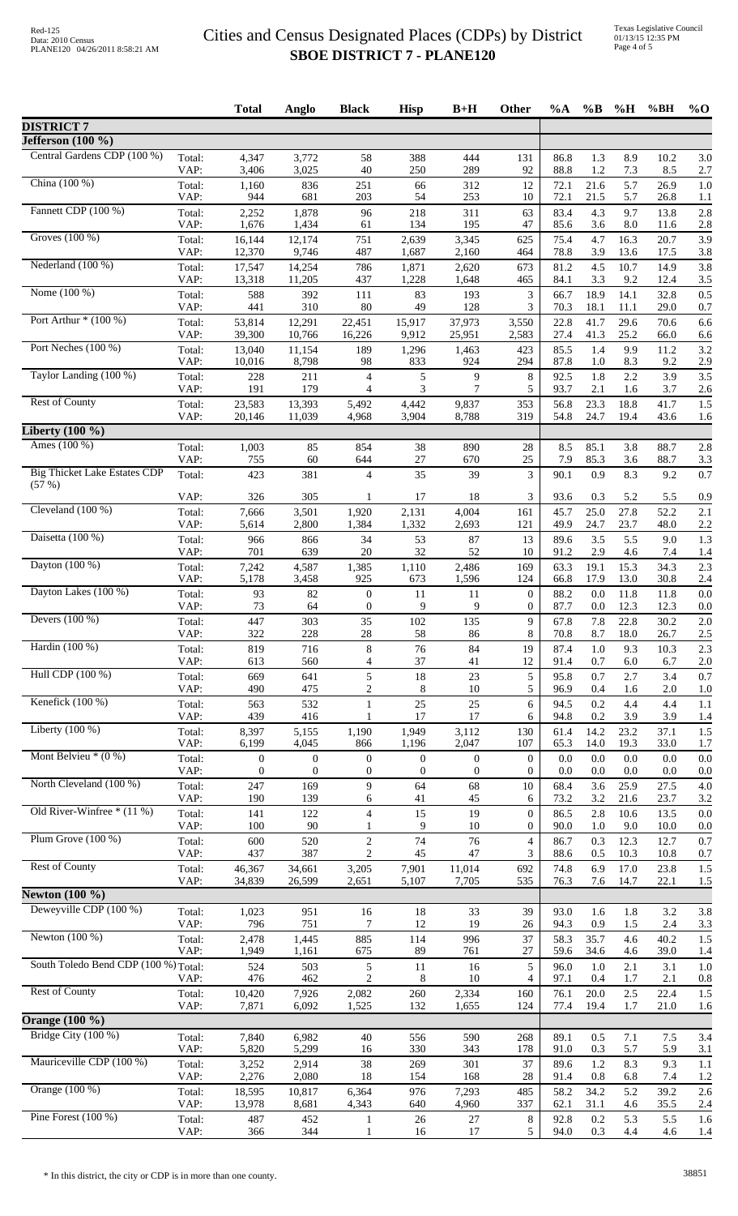# Cities and Census Designated Places (CDPs) by District

## SBOE DISTRICT 7 - PLANE120

| | | Total | Anglo | Black | Hisp | B+H | Other | %A | %B | %H | %BH | %O |
|---|---|---|---|---|---|---|---|---|---|---|---|---|
| **DISTRICT 7** | | | | | | | | | | | | |
| **Jefferson (100 %)** | | | | | | | | | | | | |
| Central Gardens CDP (100 %) | Total: | 4,347 | 3,772 | 58 | 388 | 444 | 131 | 86.8 | 1.3 | 8.9 | 10.2 | 3.0 |
| | VAP: | 3,406 | 3,025 | 40 | 250 | 289 | 92 | 88.8 | 1.2 | 7.3 | 8.5 | 2.7 |
| China (100 %) | Total: | 1,160 | 836 | 251 | 66 | 312 | 12 | 72.1 | 21.6 | 5.7 | 26.9 | 1.0 |
| | VAP: | 944 | 681 | 203 | 54 | 253 | 10 | 72.1 | 21.5 | 5.7 | 26.8 | 1.1 |
| Fannett CDP (100 %) | Total: | 2,252 | 1,878 | 96 | 218 | 311 | 63 | 83.4 | 4.3 | 9.7 | 13.8 | 2.8 |
| | VAP: | 1,676 | 1,434 | 61 | 134 | 195 | 47 | 85.6 | 3.6 | 8.0 | 11.6 | 2.8 |
| Groves (100 %) | Total: | 16,144 | 12,174 | 751 | 2,639 | 3,345 | 625 | 75.4 | 4.7 | 16.3 | 20.7 | 3.9 |
| | VAP: | 12,370 | 9,746 | 487 | 1,687 | 2,160 | 464 | 78.8 | 3.9 | 13.6 | 17.5 | 3.8 |
| Nederland (100 %) | Total: | 17,547 | 14,254 | 786 | 1,871 | 2,620 | 673 | 81.2 | 4.5 | 10.7 | 14.9 | 3.8 |
| | VAP: | 13,318 | 11,205 | 437 | 1,228 | 1,648 | 465 | 84.1 | 3.3 | 9.2 | 12.4 | 3.5 |
| Nome (100 %) | Total: | 588 | 392 | 111 | 83 | 193 | 3 | 66.7 | 18.9 | 14.1 | 32.8 | 0.5 |
| | VAP: | 441 | 310 | 80 | 49 | 128 | 3 | 70.3 | 18.1 | 11.1 | 29.0 | 0.7 |
| Port Arthur * (100 %) | Total: | 53,814 | 12,291 | 22,451 | 15,917 | 37,973 | 3,550 | 22.8 | 41.7 | 29.6 | 70.6 | 6.6 |
| | VAP: | 39,300 | 10,766 | 16,226 | 9,912 | 25,951 | 2,583 | 27.4 | 41.3 | 25.2 | 66.0 | 6.6 |
| Port Neches (100 %) | Total: | 13,040 | 11,154 | 189 | 1,296 | 1,463 | 423 | 85.5 | 1.4 | 9.9 | 11.2 | 3.2 |
| | VAP: | 10,016 | 8,798 | 98 | 833 | 924 | 294 | 87.8 | 1.0 | 8.3 | 9.2 | 2.9 |
| Taylor Landing (100 %) | Total: | 228 | 211 | 4 | 5 | 9 | 8 | 92.5 | 1.8 | 2.2 | 3.9 | 3.5 |
| | VAP: | 191 | 179 | 4 | 3 | 7 | 5 | 93.7 | 2.1 | 1.6 | 3.7 | 2.6 |
| Rest of County | Total: | 23,583 | 13,393 | 5,492 | 4,442 | 9,837 | 353 | 56.8 | 23.3 | 18.8 | 41.7 | 1.5 |
| | VAP: | 20,146 | 11,039 | 4,968 | 3,904 | 8,788 | 319 | 54.8 | 24.7 | 19.4 | 43.6 | 1.6 |
| **Liberty (100 %)** | | | | | | | | | | | | |
| Ames (100 %) | Total: | 1,003 | 85 | 854 | 38 | 890 | 28 | 8.5 | 85.1 | 3.8 | 88.7 | 2.8 |
| | VAP: | 755 | 60 | 644 | 27 | 670 | 25 | 7.9 | 85.3 | 3.6 | 88.7 | 3.3 |
| Big Thicket Lake Estates CDP (57 %) | Total: | 423 | 381 | 4 | 35 | 39 | 3 | 90.1 | 0.9 | 8.3 | 9.2 | 0.7 |
| | VAP: | 326 | 305 | 1 | 17 | 18 | 3 | 93.6 | 0.3 | 5.2 | 5.5 | 0.9 |
| Cleveland (100 %) | Total: | 7,666 | 3,501 | 1,920 | 2,131 | 4,004 | 161 | 45.7 | 25.0 | 27.8 | 52.2 | 2.1 |
| | VAP: | 5,614 | 2,800 | 1,384 | 1,332 | 2,693 | 121 | 49.9 | 24.7 | 23.7 | 48.0 | 2.2 |
| Daisetta (100 %) | Total: | 966 | 866 | 34 | 53 | 87 | 13 | 89.6 | 3.5 | 5.5 | 9.0 | 1.3 |
| | VAP: | 701 | 639 | 20 | 32 | 52 | 10 | 91.2 | 2.9 | 4.6 | 7.4 | 1.4 |
| Dayton (100 %) | Total: | 7,242 | 4,587 | 1,385 | 1,110 | 2,486 | 169 | 63.3 | 19.1 | 15.3 | 34.3 | 2.3 |
| | VAP: | 5,178 | 3,458 | 925 | 673 | 1,596 | 124 | 66.8 | 17.9 | 13.0 | 30.8 | 2.4 |
| Dayton Lakes (100 %) | Total: | 93 | 82 | 0 | 11 | 11 | 0 | 88.2 | 0.0 | 11.8 | 11.8 | 0.0 |
| | VAP: | 73 | 64 | 0 | 9 | 9 | 0 | 87.7 | 0.0 | 12.3 | 12.3 | 0.0 |
| Devers (100 %) | Total: | 447 | 303 | 35 | 102 | 135 | 9 | 67.8 | 7.8 | 22.8 | 30.2 | 2.0 |
| | VAP: | 322 | 228 | 28 | 58 | 86 | 8 | 70.8 | 8.7 | 18.0 | 26.7 | 2.5 |
| Hardin (100 %) | Total: | 819 | 716 | 8 | 76 | 84 | 19 | 87.4 | 1.0 | 9.3 | 10.3 | 2.3 |
| | VAP: | 613 | 560 | 4 | 37 | 41 | 12 | 91.4 | 0.7 | 6.0 | 6.7 | 2.0 |
| Hull CDP (100 %) | Total: | 669 | 641 | 5 | 18 | 23 | 5 | 95.8 | 0.7 | 2.7 | 3.4 | 0.7 |
| | VAP: | 490 | 475 | 2 | 8 | 10 | 5 | 96.9 | 0.4 | 1.6 | 2.0 | 1.0 |
| Kenefick (100 %) | Total: | 563 | 532 | 1 | 25 | 25 | 6 | 94.5 | 0.2 | 4.4 | 4.4 | 1.1 |
| | VAP: | 439 | 416 | 1 | 17 | 17 | 6 | 94.8 | 0.2 | 3.9 | 3.9 | 1.4 |
| Liberty (100 %) | Total: | 8,397 | 5,155 | 1,190 | 1,949 | 3,112 | 130 | 61.4 | 14.2 | 23.2 | 37.1 | 1.5 |
| | VAP: | 6,199 | 4,045 | 866 | 1,196 | 2,047 | 107 | 65.3 | 14.0 | 19.3 | 33.0 | 1.7 |
| Mont Belvieu * (0 %) | Total: | 0 | 0 | 0 | 0 | 0 | 0 | 0.0 | 0.0 | 0.0 | 0.0 | 0.0 |
| | VAP: | 0 | 0 | 0 | 0 | 0 | 0 | 0.0 | 0.0 | 0.0 | 0.0 | 0.0 |
| North Cleveland (100 %) | Total: | 247 | 169 | 9 | 64 | 68 | 10 | 68.4 | 3.6 | 25.9 | 27.5 | 4.0 |
| | VAP: | 190 | 139 | 6 | 41 | 45 | 6 | 73.2 | 3.2 | 21.6 | 23.7 | 3.2 |
| Old River-Winfree * (11 %) | Total: | 141 | 122 | 4 | 15 | 19 | 0 | 86.5 | 2.8 | 10.6 | 13.5 | 0.0 |
| | VAP: | 100 | 90 | 1 | 9 | 10 | 0 | 90.0 | 1.0 | 9.0 | 10.0 | 0.0 |
| Plum Grove (100 %) | Total: | 600 | 520 | 2 | 74 | 76 | 4 | 86.7 | 0.3 | 12.3 | 12.7 | 0.7 |
| | VAP: | 437 | 387 | 2 | 45 | 47 | 3 | 88.6 | 0.5 | 10.3 | 10.8 | 0.7 |
| Rest of County | Total: | 46,367 | 34,661 | 3,205 | 7,901 | 11,014 | 692 | 74.8 | 6.9 | 17.0 | 23.8 | 1.5 |
| | VAP: | 34,839 | 26,599 | 2,651 | 5,107 | 7,705 | 535 | 76.3 | 7.6 | 14.7 | 22.1 | 1.5 |
| **Newton (100 %)** | | | | | | | | | | | | |
| Deweyville CDP (100 %) | Total: | 1,023 | 951 | 16 | 18 | 33 | 39 | 93.0 | 1.6 | 1.8 | 3.2 | 3.8 |
| | VAP: | 796 | 751 | 7 | 12 | 19 | 26 | 94.3 | 0.9 | 1.5 | 2.4 | 3.3 |
| Newton (100 %) | Total: | 2,478 | 1,445 | 885 | 114 | 996 | 37 | 58.3 | 35.7 | 4.6 | 40.2 | 1.5 |
| | VAP: | 1,949 | 1,161 | 675 | 89 | 761 | 27 | 59.6 | 34.6 | 4.6 | 39.0 | 1.4 |
| South Toledo Bend CDP (100 %) | Total: | 524 | 503 | 5 | 11 | 16 | 5 | 96.0 | 1.0 | 2.1 | 3.1 | 1.0 |
| | VAP: | 476 | 462 | 2 | 8 | 10 | 4 | 97.1 | 0.4 | 1.7 | 2.1 | 0.8 |
| Rest of County | Total: | 10,420 | 7,926 | 2,082 | 260 | 2,334 | 160 | 76.1 | 20.0 | 2.5 | 22.4 | 1.5 |
| | VAP: | 7,871 | 6,092 | 1,525 | 132 | 1,655 | 124 | 77.4 | 19.4 | 1.7 | 21.0 | 1.6 |
| **Orange (100 %)** | | | | | | | | | | | | |
| Bridge City (100 %) | Total: | 7,840 | 6,982 | 40 | 556 | 590 | 268 | 89.1 | 0.5 | 7.1 | 7.5 | 3.4 |
| | VAP: | 5,820 | 5,299 | 16 | 330 | 343 | 178 | 91.0 | 0.3 | 5.7 | 5.9 | 3.1 |
| Mauriceville CDP (100 %) | Total: | 3,252 | 2,914 | 38 | 269 | 301 | 37 | 89.6 | 1.2 | 8.3 | 9.3 | 1.1 |
| | VAP: | 2,276 | 2,080 | 18 | 154 | 168 | 28 | 91.4 | 0.8 | 6.8 | 7.4 | 1.2 |
| Orange (100 %) | Total: | 18,595 | 10,817 | 6,364 | 976 | 7,293 | 485 | 58.2 | 34.2 | 5.2 | 39.2 | 2.6 |
| | VAP: | 13,978 | 8,681 | 4,343 | 640 | 4,960 | 337 | 62.1 | 31.1 | 4.6 | 35.5 | 2.4 |
| Pine Forest (100 %) | Total: | 487 | 452 | 1 | 26 | 27 | 8 | 92.8 | 0.2 | 5.3 | 5.5 | 1.6 |
| | VAP: | 366 | 344 | 1 | 16 | 17 | 5 | 94.0 | 0.3 | 4.4 | 4.6 | 1.4 |

\* In this district, the city or CDP is in more than one county.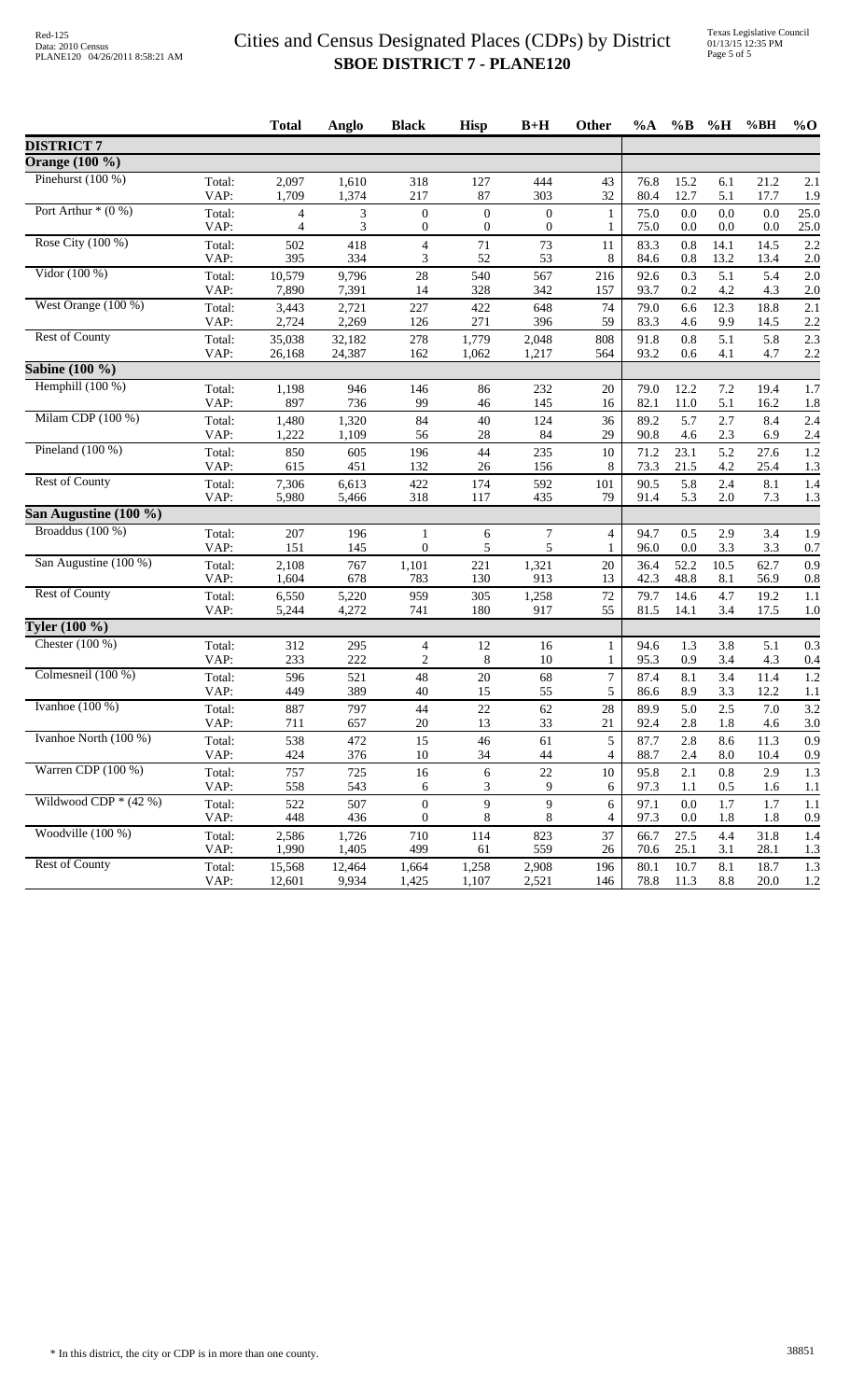# Cities and Census Designated Places (CDPs) by District
## SBOE DISTRICT 7 - PLANE120

| | | Total | Anglo | Black | Hisp | B+H | Other | %A | %B | %H | %BH | %O |
|---|---|---|---|---|---|---|---|---|---|---|---|---|
| **DISTRICT 7** | | | | | | | | | | | | |
| **Orange (100 %)** | | | | | | | | | | | | |
| Pinehurst (100 %) | Total: | 2,097 | 1,610 | 318 | 127 | 444 | 43 | 76.8 | 15.2 | 6.1 | 21.2 | 2.1 |
| | VAP: | 1,709 | 1,374 | 217 | 87 | 303 | 32 | 80.4 | 12.7 | 5.1 | 17.7 | 1.9 |
| Port Arthur * (0 %) | Total: | 4 | 3 | 0 | 0 | 0 | 1 | 75.0 | 0.0 | 0.0 | 0.0 | 25.0 |
| | VAP: | 4 | 3 | 0 | 0 | 0 | 1 | 75.0 | 0.0 | 0.0 | 0.0 | 25.0 |
| Rose City (100 %) | Total: | 502 | 418 | 4 | 71 | 73 | 11 | 83.3 | 0.8 | 14.1 | 14.5 | 2.2 |
| | VAP: | 395 | 334 | 3 | 52 | 53 | 8 | 84.6 | 0.8 | 13.2 | 13.4 | 2.0 |
| Vidor (100 %) | Total: | 10,579 | 9,796 | 28 | 540 | 567 | 216 | 92.6 | 0.3 | 5.1 | 5.4 | 2.0 |
| | VAP: | 7,890 | 7,391 | 14 | 328 | 342 | 157 | 93.7 | 0.2 | 4.2 | 4.3 | 2.0 |
| West Orange (100 %) | Total: | 3,443 | 2,721 | 227 | 422 | 648 | 74 | 79.0 | 6.6 | 12.3 | 18.8 | 2.1 |
| | VAP: | 2,724 | 2,269 | 126 | 271 | 396 | 59 | 83.3 | 4.6 | 9.9 | 14.5 | 2.2 |
| Rest of County | Total: | 35,038 | 32,182 | 278 | 1,779 | 2,048 | 808 | 91.8 | 0.8 | 5.1 | 5.8 | 2.3 |
| | VAP: | 26,168 | 24,387 | 162 | 1,062 | 1,217 | 564 | 93.2 | 0.6 | 4.1 | 4.7 | 2.2 |
| **Sabine (100 %)** | | | | | | | | | | | | |
| Hemphill (100 %) | Total: | 1,198 | 946 | 146 | 86 | 232 | 20 | 79.0 | 12.2 | 7.2 | 19.4 | 1.7 |
| | VAP: | 897 | 736 | 99 | 46 | 145 | 16 | 82.1 | 11.0 | 5.1 | 16.2 | 1.8 |
| Milam CDP (100 %) | Total: | 1,480 | 1,320 | 84 | 40 | 124 | 36 | 89.2 | 5.7 | 2.7 | 8.4 | 2.4 |
| | VAP: | 1,222 | 1,109 | 56 | 28 | 84 | 29 | 90.8 | 4.6 | 2.3 | 6.9 | 2.4 |
| Pineland (100 %) | Total: | 850 | 605 | 196 | 44 | 235 | 10 | 71.2 | 23.1 | 5.2 | 27.6 | 1.2 |
| | VAP: | 615 | 451 | 132 | 26 | 156 | 8 | 73.3 | 21.5 | 4.2 | 25.4 | 1.3 |
| Rest of County | Total: | 7,306 | 6,613 | 422 | 174 | 592 | 101 | 90.5 | 5.8 | 2.4 | 8.1 | 1.4 |
| | VAP: | 5,980 | 5,466 | 318 | 117 | 435 | 79 | 91.4 | 5.3 | 2.0 | 7.3 | 1.3 |
| **San Augustine (100 %)** | | | | | | | | | | | | |
| Broaddus (100 %) | Total: | 207 | 196 | 1 | 6 | 7 | 4 | 94.7 | 0.5 | 2.9 | 3.4 | 1.9 |
| | VAP: | 151 | 145 | 0 | 5 | 5 | 1 | 96.0 | 0.0 | 3.3 | 3.3 | 0.7 |
| San Augustine (100 %) | Total: | 2,108 | 767 | 1,101 | 221 | 1,321 | 20 | 36.4 | 52.2 | 10.5 | 62.7 | 0.9 |
| | VAP: | 1,604 | 678 | 783 | 130 | 913 | 13 | 42.3 | 48.8 | 8.1 | 56.9 | 0.8 |
| Rest of County | Total: | 6,550 | 5,220 | 959 | 305 | 1,258 | 72 | 79.7 | 14.6 | 4.7 | 19.2 | 1.1 |
| | VAP: | 5,244 | 4,272 | 741 | 180 | 917 | 55 | 81.5 | 14.1 | 3.4 | 17.5 | 1.0 |
| **Tyler (100 %)** | | | | | | | | | | | | |
| Chester (100 %) | Total: | 312 | 295 | 4 | 12 | 16 | 1 | 94.6 | 1.3 | 3.8 | 5.1 | 0.3 |
| | VAP: | 233 | 222 | 2 | 8 | 10 | 1 | 95.3 | 0.9 | 3.4 | 4.3 | 0.4 |
| Colmesneil (100 %) | Total: | 596 | 521 | 48 | 20 | 68 | 7 | 87.4 | 8.1 | 3.4 | 11.4 | 1.2 |
| | VAP: | 449 | 389 | 40 | 15 | 55 | 5 | 86.6 | 8.9 | 3.3 | 12.2 | 1.1 |
| Ivanhoe (100 %) | Total: | 887 | 797 | 44 | 22 | 62 | 28 | 89.9 | 5.0 | 2.5 | 7.0 | 3.2 |
| | VAP: | 711 | 657 | 20 | 13 | 33 | 21 | 92.4 | 2.8 | 1.8 | 4.6 | 3.0 |
| Ivanhoe North (100 %) | Total: | 538 | 472 | 15 | 46 | 61 | 5 | 87.7 | 2.8 | 8.6 | 11.3 | 0.9 |
| | VAP: | 424 | 376 | 10 | 34 | 44 | 4 | 88.7 | 2.4 | 8.0 | 10.4 | 0.9 |
| Warren CDP (100 %) | Total: | 757 | 725 | 16 | 6 | 22 | 10 | 95.8 | 2.1 | 0.8 | 2.9 | 1.3 |
| | VAP: | 558 | 543 | 6 | 3 | 9 | 6 | 97.3 | 1.1 | 0.5 | 1.6 | 1.1 |
| Wildwood CDP * (42 %) | Total: | 522 | 507 | 0 | 9 | 9 | 6 | 97.1 | 0.0 | 1.7 | 1.7 | 1.1 |
| | VAP: | 448 | 436 | 0 | 8 | 8 | 4 | 97.3 | 0.0 | 1.8 | 1.8 | 0.9 |
| Woodville (100 %) | Total: | 2,586 | 1,726 | 710 | 114 | 823 | 37 | 66.7 | 27.5 | 4.4 | 31.8 | 1.4 |
| | VAP: | 1,990 | 1,405 | 499 | 61 | 559 | 26 | 70.6 | 25.1 | 3.1 | 28.1 | 1.3 |
| Rest of County | Total: | 15,568 | 12,464 | 1,664 | 1,258 | 2,908 | 196 | 80.1 | 10.7 | 8.1 | 18.7 | 1.3 |
| | VAP: | 12,601 | 9,934 | 1,425 | 1,107 | 2,521 | 146 | 78.8 | 11.3 | 8.8 | 20.0 | 1.2 |

* In this district, the city or CDP is in more than one county.